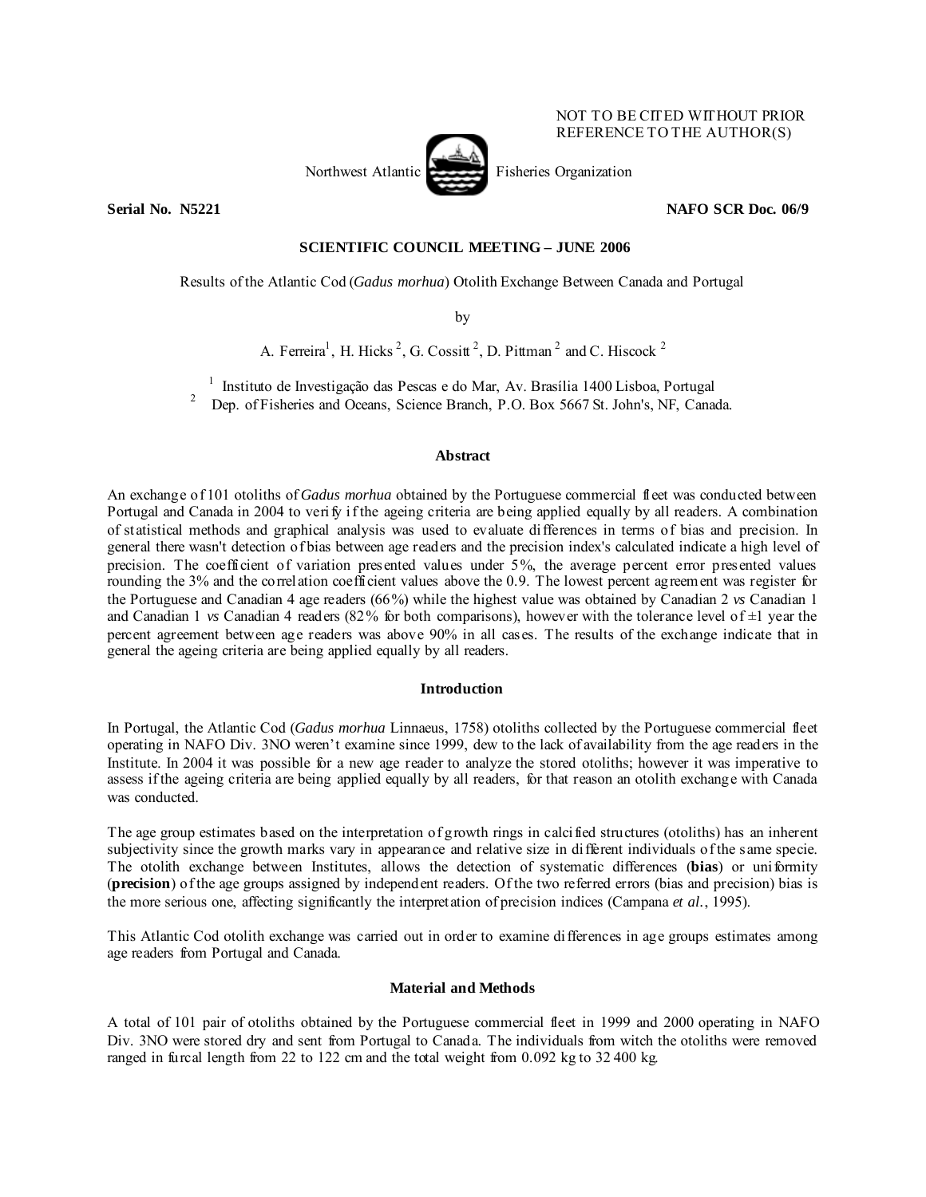NOT TO BE CITED WITHOUT PRIOR
REFERENCE TO THE AUTHOR(S)

Northwest Atlantic Fisheries Organization

**Serial No. N5221** **NAFO SCR Doc. 06/9**

**SCIENTIFIC COUNCIL MEETING – JUNE 2006**

Results of the Atlantic Cod (*Gadus morhua*) Otolith Exchange Between Canada and Portugal

by

A. Ferreira[1], H. Hicks [2], G. Cossitt [2], D. Pittman [2] and C. Hiscock [2]

[1] Instituto de Investigação das Pescas e do Mar, Av. Brasília 1400 Lisboa, Portugal
[2] Dep. of Fisheries and Oceans, Science Branch, P.O. Box 5667 St. John's, NF, Canada.

## Abstract

An exchange of 101 otoliths of *Gadus morhua* obtained by the Portuguese commercial fleet was conducted between Portugal and Canada in 2004 to verify if the ageing criteria are being applied equally by all readers. A combination of statistical methods and graphical analysis was used to evaluate differences in terms of bias and precision. In general there wasn't detection of bias between age readers and the precision index's calculated indicate a high level of precision. The coefficient of variation presented values under 5%, the average percent error presented values rounding the 3% and the correlation coefficient values above the 0.9. The lowest percent agreement was register for the Portuguese and Canadian 4 age readers (66%) while the highest value was obtained by Canadian 2 *vs* Canadian 1 and Canadian 1 *vs* Canadian 4 readers (82% for both comparisons), however with the tolerance level of ±1 year the percent agreement between age readers was above 90% in all cases. The results of the exchange indicate that in general the ageing criteria are being applied equally by all readers.

## Introduction

In Portugal, the Atlantic Cod (*Gadus morhua* Linnaeus, 1758) otoliths collected by the Portuguese commercial fleet operating in NAFO Div. 3NO weren't examine since 1999, dew to the lack of availability from the age readers in the Institute. In 2004 it was possible for a new age reader to analyze the stored otoliths; however it was imperative to assess if the ageing criteria are being applied equally by all readers, for that reason an otolith exchange with Canada was conducted.

The age group estimates based on the interpretation of growth rings in calcified structures (otoliths) has an inherent subjectivity since the growth marks vary in appearance and relative size in different individuals of the same specie. The otolith exchange between Institutes, allows the detection of systematic differences (**bias**) or uniformity (**precision**) of the age groups assigned by independent readers. Of the two referred errors (bias and precision) bias is the more serious one, affecting significantly the interpretation of precision indices (Campana *et al.*, 1995).

This Atlantic Cod otolith exchange was carried out in order to examine differences in age groups estimates among age readers from Portugal and Canada.

## Material and Methods

A total of 101 pair of otoliths obtained by the Portuguese commercial fleet in 1999 and 2000 operating in NAFO Div. 3NO were stored dry and sent from Portugal to Canada. The individuals from witch the otoliths were removed ranged in furcal length from 22 to 122 cm and the total weight from 0.092 kg to 32 400 kg.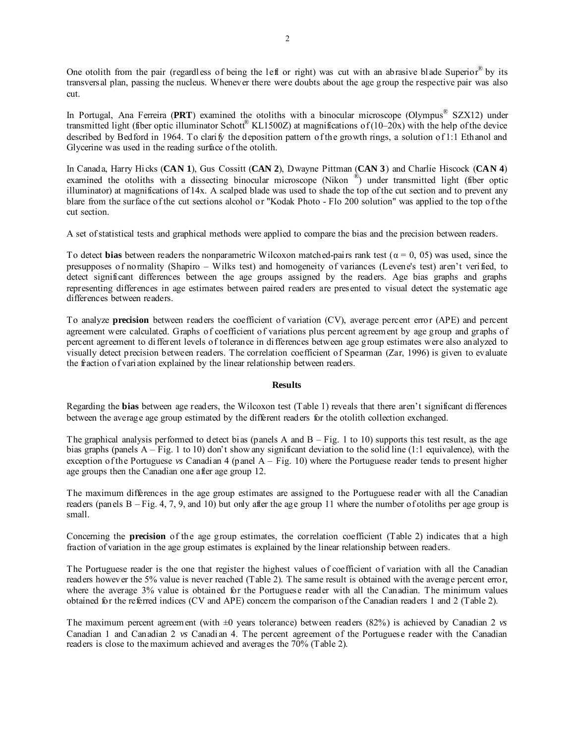One otolith from the pair (regardless of being the left or right) was cut with an abrasive blade Superior® by its transversal plan, passing the nucleus. Whenever there were doubts about the age group the respective pair was also cut.

In Portugal, Ana Ferreira (**PRT**) examined the otoliths with a binocular microscope (Olympus® SZX12) under transmitted light (fiber optic illuminator Schott® KL1500Z) at magnifications of (10–20x) with the help of the device described by Bedford in 1964. To clarify the deposition pattern of the growth rings, a solution of 1:1 Ethanol and Glycerine was used in the reading surface of the otolith.

In Canada, Harry Hicks (**CAN 1**), Gus Cossitt (**CAN 2**), Dwayne Pittman (**CAN 3**) and Charlie Hiscock (**CAN 4**) examined the otoliths with a dissecting binocular microscope (Nikon ®) under transmitted light (fiber optic illuminator) at magnifications of 14x. A scalped blade was used to shade the top of the cut section and to prevent any blare from the surface of the cut sections alcohol or "Kodak Photo - Flo 200 solution" was applied to the top of the cut section.

A set of statistical tests and graphical methods were applied to compare the bias and the precision between readers.

To detect **bias** between readers the nonparametric Wilcoxon matched-pairs rank test ($\alpha$ = 0, 05) was used, since the presupposes of normality (Shapiro – Wilks test) and homogeneity of variances (Levene's test) aren't verified, to detect significant differences between the age groups assigned by the readers. Age bias graphs and graphs representing differences in age estimates between paired readers are presented to visual detect the systematic age differences between readers.

To analyze **precision** between readers the coefficient of variation (CV), average percent error (APE) and percent agreement were calculated. Graphs of coefficient of variations plus percent agreement by age group and graphs of percent agreement to different levels of tolerance in differences between age group estimates were also analyzed to visually detect precision between readers. The correlation coefficient of Spearman (Zar, 1996) is given to evaluate the fraction of variation explained by the linear relationship between readers.

## Results

Regarding the **bias** between age readers, the Wilcoxon test (Table 1) reveals that there aren't significant differences between the average age group estimated by the different readers for the otolith collection exchanged.

The graphical analysis performed to detect bias (panels A and B – Fig. 1 to 10) supports this test result, as the age bias graphs (panels A – Fig. 1 to 10) don't show any significant deviation to the solid line (1:1 equivalence), with the exception of the Portuguese *vs* Canadian 4 (panel A – Fig. 10) where the Portuguese reader tends to present higher age groups then the Canadian one after age group 12.

The maximum differences in the age group estimates are assigned to the Portuguese reader with all the Canadian readers (panels B – Fig. 4, 7, 9, and 10) but only after the age group 11 where the number of otoliths per age group is small.

Concerning the **precision** of the age group estimates, the correlation coefficient (Table 2) indicates that a high fraction of variation in the age group estimates is explained by the linear relationship between readers.

The Portuguese reader is the one that register the highest values of coefficient of variation with all the Canadian readers however the 5% value is never reached (Table 2). The same result is obtained with the average percent error, where the average 3% value is obtained for the Portuguese reader with all the Canadian. The minimum values obtained for the referred indices (CV and APE) concern the comparison of the Canadian readers 1 and 2 (Table 2).

The maximum percent agreement (with ±0 years tolerance) between readers (82%) is achieved by Canadian 2 *vs* Canadian 1 and Canadian 2 *vs* Canadian 4. The percent agreement of the Portuguese reader with the Canadian readers is close to the maximum achieved and averages the 70% (Table 2).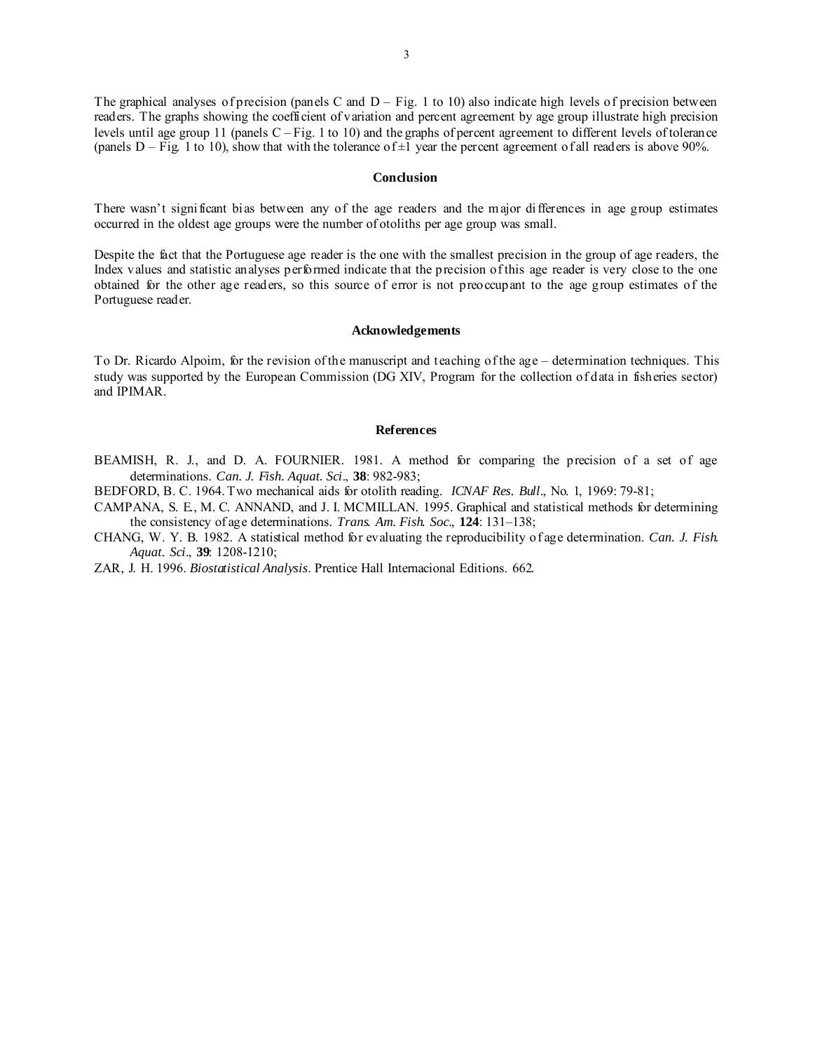The graphical analyses of precision (panels C and D – Fig. 1 to 10) also indicate high levels of precision between readers. The graphs showing the coefficient of variation and percent agreement by age group illustrate high precision levels until age group 11 (panels C – Fig. 1 to 10) and the graphs of percent agreement to different levels of tolerance (panels D – Fig. 1 to 10), show that with the tolerance of ±1 year the percent agreement of all readers is above 90%.

## Conclusion

There wasn't significant bias between any of the age readers and the major differences in age group estimates occurred in the oldest age groups were the number of otoliths per age group was small.

Despite the fact that the Portuguese age reader is the one with the smallest precision in the group of age readers, the Index values and statistic analyses performed indicate that the precision of this age reader is very close to the one obtained for the other age readers, so this source of error is not preoccupant to the age group estimates of the Portuguese reader.

## Acknowledgements

To Dr. Ricardo Alpoim, for the revision of the manuscript and teaching of the age – determination techniques. This study was supported by the European Commission (DG XIV, Program for the collection of data in fisheries sector) and IPIMAR.

## References

BEAMISH, R. J., and D. A. FOURNIER. 1981. A method for comparing the precision of a set of age determinations. *Can. J. Fish. Aquat. Sci*., **38**: 982-983;

BEDFORD, B. C. 1964. Two mechanical aids for otolith reading. *ICNAF Res. Bull*., No. 1, 1969: 79-81;

CAMPANA, S. E., M. C. ANNAND, and J. I. MCMILLAN. 1995. Graphical and statistical methods for determining the consistency of age determinations. *Trans. Am. Fish. Soc*., **124**: 131–138;

CHANG, W. Y. B. 1982. A statistical method for evaluating the reproducibility of age determination. *Can. J. Fish. Aquat. Sci*., **39**: 1208-1210;

ZAR, J. H. 1996. *Biostatistical Analysis*. Prentice Hall Internacional Editions. 662.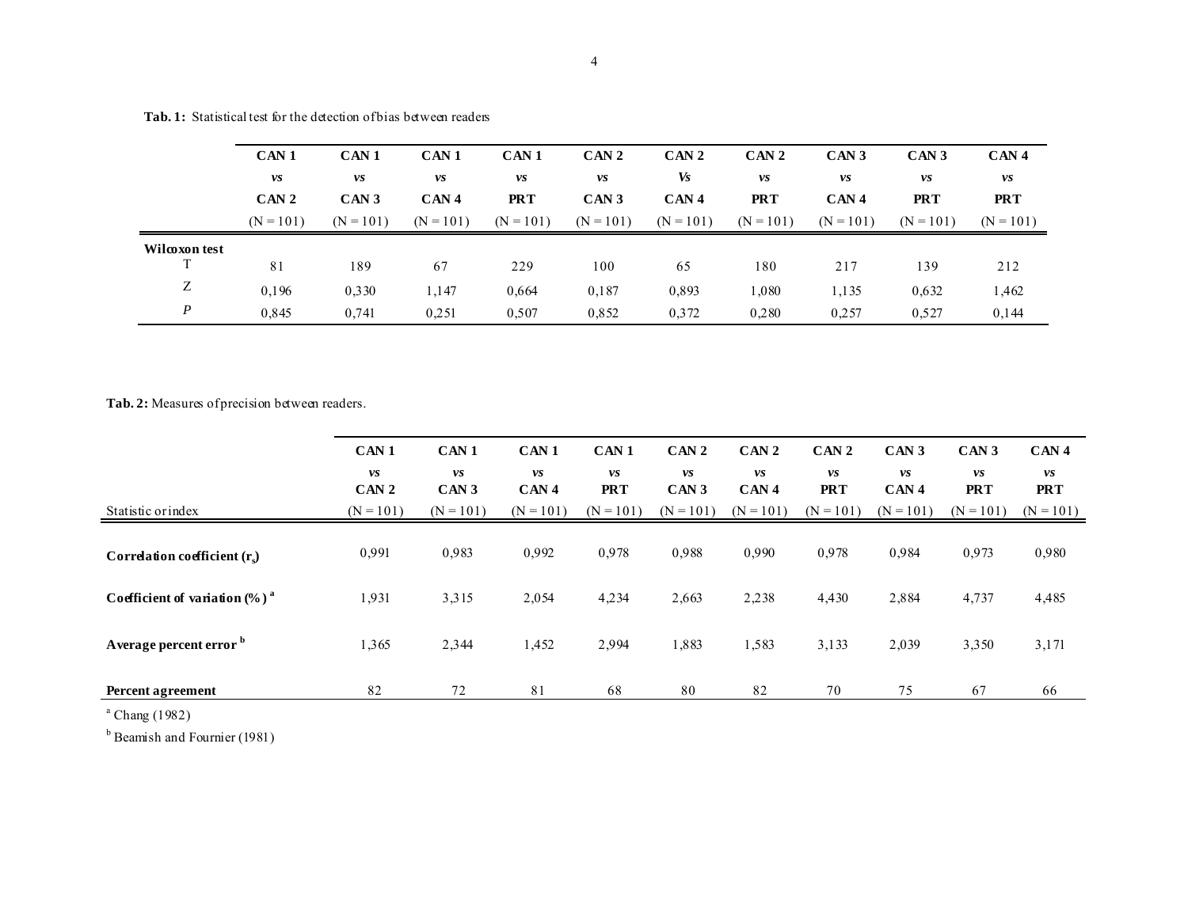**Tab. 1:** Statistical test for the detection of bias between readers

| | CAN 1 *vs* CAN 2 (N = 101) | CAN 1 *vs* CAN 3 (N = 101) | CAN 1 *vs* CAN 4 (N = 101) | CAN 1 *vs* PRT (N = 101) | CAN 2 *vs* CAN 3 (N = 101) | CAN 2 *Vs* CAN 4 (N = 101) | CAN 2 *vs* PRT (N = 101) | CAN 3 *vs* CAN 4 (N = 101) | CAN 3 *vs* PRT (N = 101) | CAN 4 *vs* PRT (N = 101) |
|---|---|---|---|---|---|---|---|---|---|---|
| **Wilcoxon test** | | | | | | | | | | |
| T | 81 | 189 | 67 | 229 | 100 | 65 | 180 | 217 | 139 | 212 |
| Z | 0,196 | 0,330 | 1,147 | 0,664 | 0,187 | 0,893 | 1,080 | 1,135 | 0,632 | 1,462 |
| *P* | 0,845 | 0,741 | 0,251 | 0,507 | 0,852 | 0,372 | 0,280 | 0,257 | 0,527 | 0,144 |

**Tab. 2:** Measures of precision between readers.

| Statistic or index | CAN 1 *vs* CAN 2 (N = 101) | CAN 1 *vs* CAN 3 (N = 101) | CAN 1 *vs* CAN 4 (N = 101) | CAN 1 *vs* PRT (N = 101) | CAN 2 *vs* CAN 3 (N = 101) | CAN 2 *vs* CAN 4 (N = 101) | CAN 2 *vs* PRT (N = 101) | CAN 3 *vs* CAN 4 (N = 101) | CAN 3 *vs* PRT (N = 101) | CAN 4 *vs* PRT (N = 101) |
|---|---|---|---|---|---|---|---|---|---|---|
| **Correlation coefficient ($r_s$)** | 0,991 | 0,983 | 0,992 | 0,978 | 0,988 | 0,990 | 0,978 | 0,984 | 0,973 | 0,980 |
| **Coefficient of variation (%)** [a] | 1,931 | 3,315 | 2,054 | 4,234 | 2,663 | 2,238 | 4,430 | 2,884 | 4,737 | 4,485 |
| **Average percent error** [b] | 1,365 | 2,344 | 1,452 | 2,994 | 1,883 | 1,583 | 3,133 | 2,039 | 3,350 | 3,171 |
| **Percent agreement** | 82 | 72 | 81 | 68 | 80 | 82 | 70 | 75 | 67 | 66 |

[a] Chang (1982)

[b] Beamish and Fournier (1981)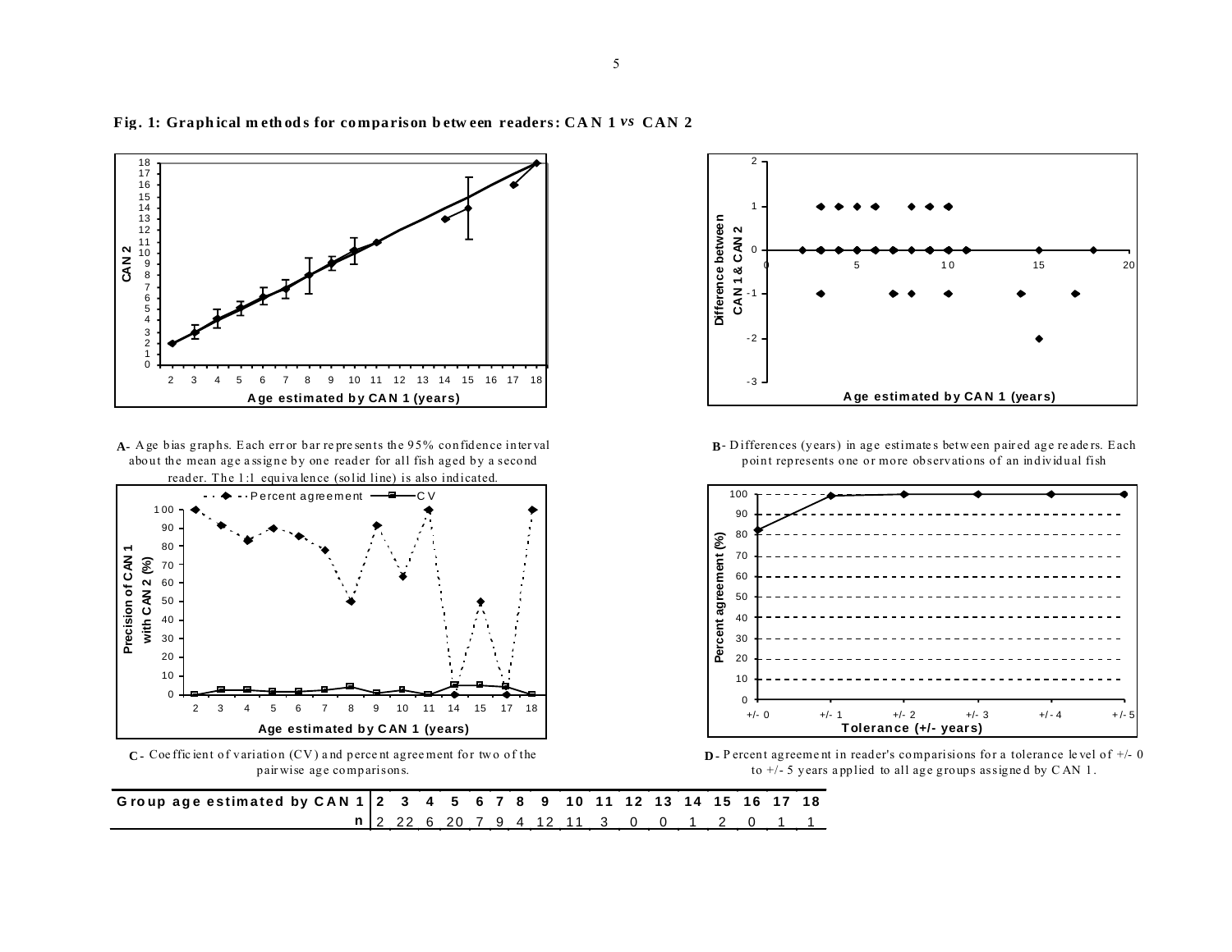**Fig. 1: Graphical methods for comparison between readers: CAN 1 *vs* CAN 2**

**A-** Age bias graphs. Each error bar represents the 95% confidence interval about the mean age assigne by one reader for all fish aged by a second reader. The 1:1 equivalence (solid line) is also indicated.

**B-** Differences (years) in age estimates between paired age readers. Each point represents one or more observations of an individual fish

**C-** Coefficient of variation (CV) and percent agreement for two of the pairwise age comparisons.

**D-** Percent agreement in reader's comparisions for a tolerance level of +/- 0 to +/- 5 years applied to all age groups assigned by CAN 1.

| Group age estimated by CAN 1 | 2 | 3 | 4 | 5 | 6 | 7 | 8 | 9 | 10 | 11 | 12 | 13 | 14 | 15 | 16 | 17 | 18 |
|---|---|---|---|---|---|---|---|---|---|---|---|---|---|---|---|---|---|
| n | 2 | 22 | 6 | 20 | 7 | 9 | 4 | 12 | 11 | 3 | 0 | 0 | 1 | 2 | 0 | 1 | 1 |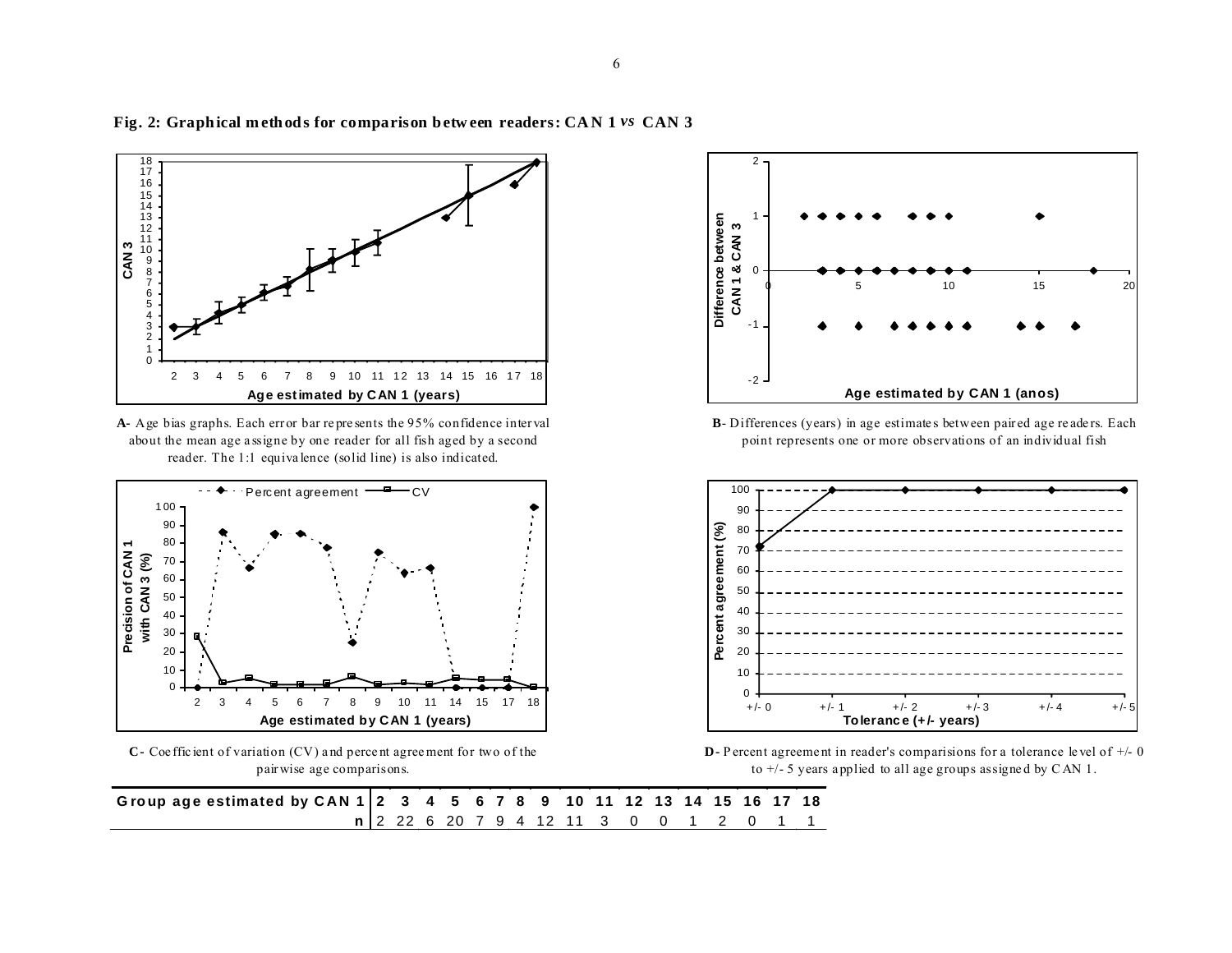**Fig. 2: Graphical methods for comparison between readers: CAN 1 *vs* CAN 3**

**A**- Age bias graphs. Each error bar represents the 95% confidence interval about the mean age assigne by one reader for all fish aged by a second reader. The 1:1 equivalence (solid line) is also indicated.

**B**- Differences (years) in age estimates between paired age readers. Each point represents one or more observations of an individual fish

**C**- Coefficient of variation (CV) and percent agreement for two of the pairwise age comparisons.

**D**- Percent agreement in reader's comparisions for a tolerance level of +/- 0 to +/- 5 years applied to all age groups assigned by CAN 1.

| Group age estimated by CAN 1 | 2 | 3 | 4 | 5 | 6 | 7 | 8 | 9 | 10 | 11 | 12 | 13 | 14 | 15 | 16 | 17 | 18 |
|---|---|---|---|---|---|---|---|---|---|---|---|---|---|---|---|---|---|
| n | 2 | 22 | 6 | 20 | 7 | 9 | 4 | 12 | 11 | 3 | 0 | 0 | 1 | 2 | 0 | 1 | 1 |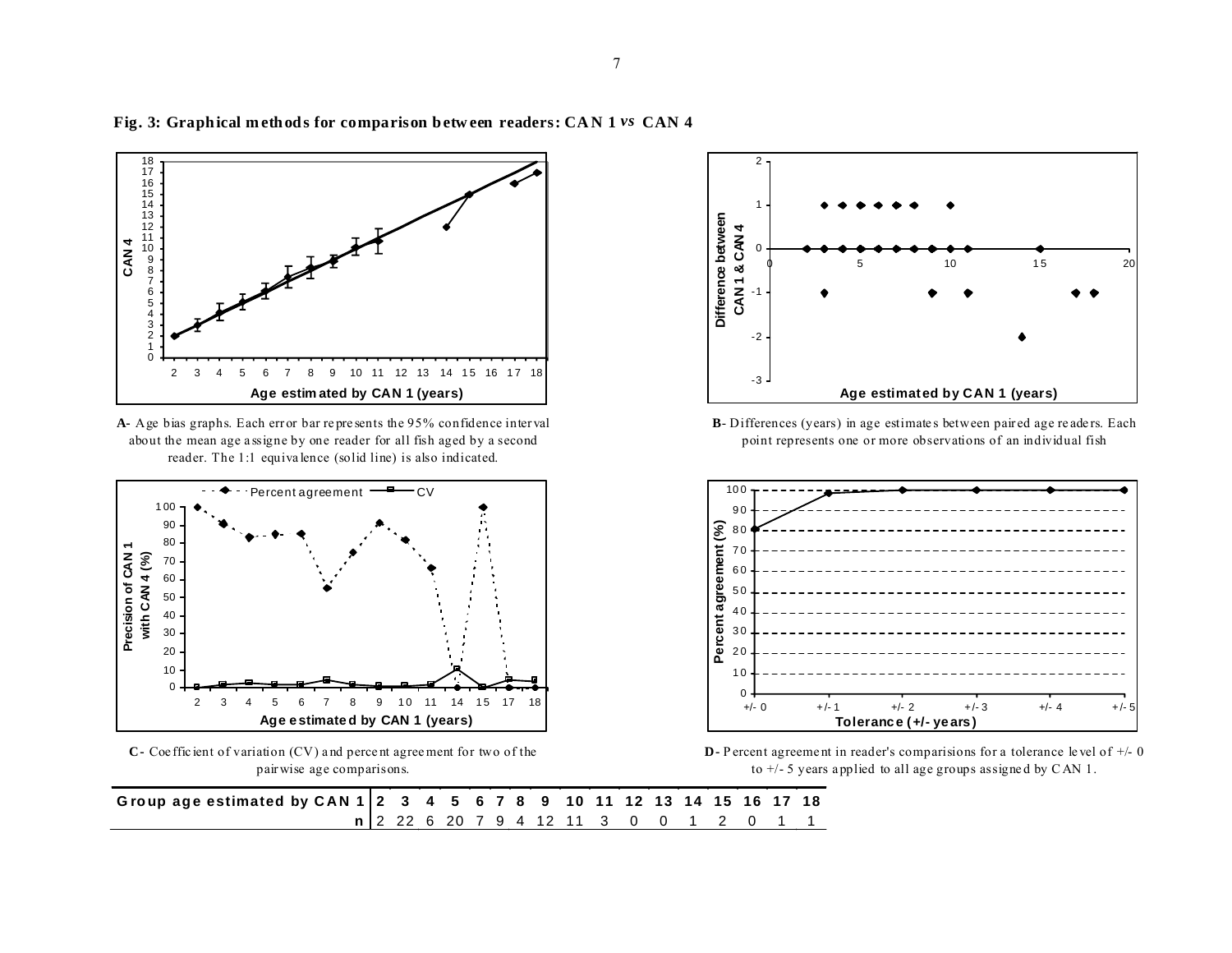**Fig. 3: Graphical methods for comparison between readers: CAN 1 *vs* CAN 4**

**A**- Age bias graphs. Each error bar represents the 95% confidence interval about the mean age assigne by one reader for all fish aged by a second reader. The 1:1 equivalence (solid line) is also indicated.

**B**- Differences (years) in age estimates between paired age readers. Each point represents one or more observations of an individual fish

**C**- Coefficient of variation (CV) and percent agreement for two of the pairwise age comparisons.

**D**- Percent agreement in reader's comparisions for a tolerance level of +/- 0 to +/- 5 years applied to all age groups assigned by CAN 1.

| Group age estimated by CAN 1 | 2 | 3 | 4 | 5 | 6 | 7 | 8 | 9 | 10 | 11 | 12 | 13 | 14 | 15 | 16 | 17 | 18 |
|---|---|---|---|---|---|---|---|---|---|---|---|---|---|---|---|---|---|
| n | 2 | 22 | 6 | 20 | 7 | 9 | 4 | 12 | 11 | 3 | 0 | 0 | 1 | 2 | 0 | 1 | 1 |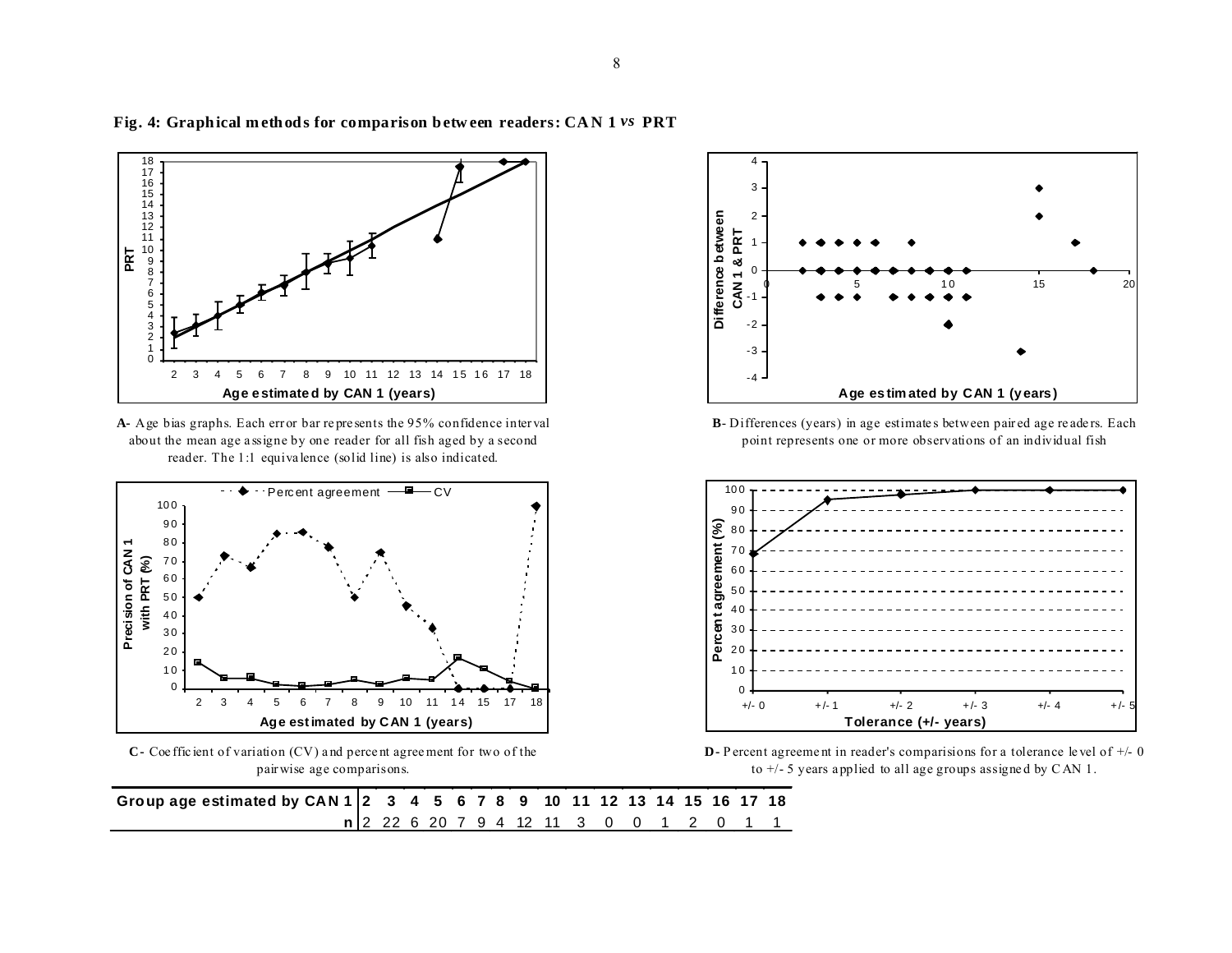**Fig. 4: Graphical methods for comparison between readers: CAN 1 *vs* PRT**

**A**- Age bias graphs. Each error bar represents the 95% confidence interval about the mean age assigne by one reader for all fish aged by a second reader. The 1:1 equivalence (solid line) is also indicated.

**B**- Differences (years) in age estimates between paired age readers. Each point represents one or more observations of an individual fish

**C**- Coefficient of variation (CV) and percent agreement for two of the pairwise age comparisons.

**D**- Percent agreement in reader's comparisions for a tolerance level of +/- 0 to +/- 5 years applied to all age groups assigned by CAN 1.

| **Group age estimated by CAN 1** | **2** | **3** | **4** | **5** | **6** | **7** | **8** | **9** | **10** | **11** | **12** | **13** | **14** | **15** | **16** | **17** | **18** |
|---|---|---|---|---|---|---|---|---|---|---|---|---|---|---|---|---|---|
| **n** | 2 | 22 | 6 | 20 | 7 | 9 | 4 | 12 | 11 | 3 | 0 | 0 | 1 | 2 | 0 | 1 | 1 |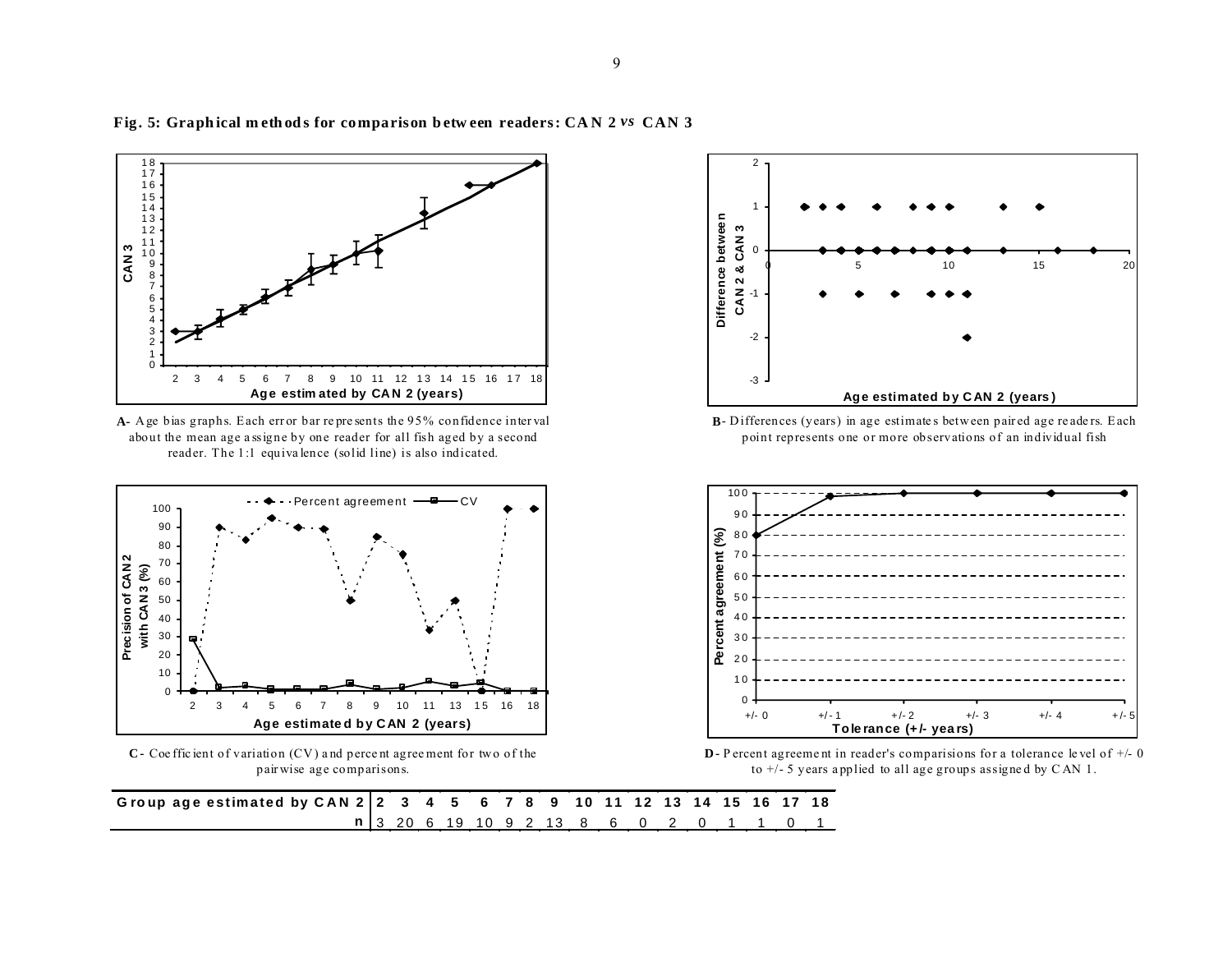**Fig. 5: Graphical methods for comparison between readers: CAN 2 *vs* CAN 3**

A- Age bias graphs. Each error bar represents the 95% confidence interval about the mean age assigne by one reader for all fish aged by a second reader. The 1:1 equivalence (solid line) is also indicated.

B- Differences (years) in age estimates between paired age readers. Each point represents one or more observations of an individual fish

C- Coefficient of variation (CV) and percent agreement for two of the pairwise age comparisons.

D- Percent agreement in reader's comparisions for a tolerance level of +/- 0 to +/- 5 years applied to all age groups assigned by CAN 1.

| Group age estimated by CAN 2 | 2 | 3 | 4 | 5 | 6 | 7 | 8 | 9 | 10 | 11 | 12 | 13 | 14 | 15 | 16 | 17 | 18 |
|---|---|---|---|---|---|---|---|---|---|---|---|---|---|---|---|---|---|
| n | 3 | 20 | 6 | 19 | 10 | 9 | 2 | 13 | 8 | 6 | 0 | 2 | 0 | 1 | 1 | 0 | 1 |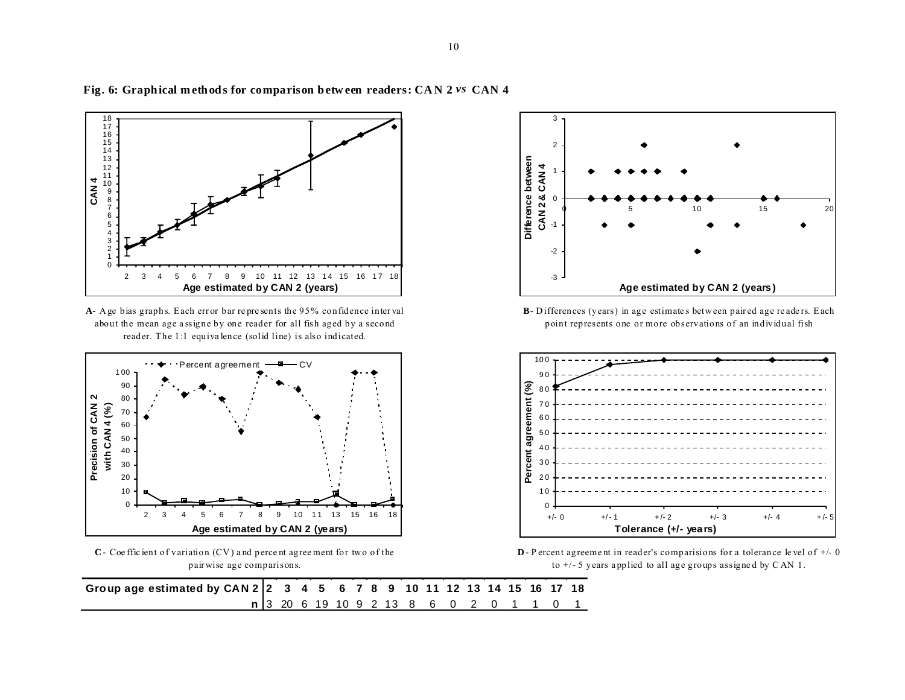**Fig. 6: Graphical methods for comparison between readers: CAN 2 *vs* CAN 4**

**A**- Age bias graphs. Each error bar represents the 95% confidence interval about the mean age assigne by one reader for all fish aged by a second reader. The 1:1 equivalence (solid line) is also indicated.

**B**- Differences (years) in age estimates between paired age readers. Each point represents one or more observations of an individual fish

**C**- Coefficient of variation (CV) and percent agreement for two of the pairwise age comparisons.

**D**- Percent agreement in reader's comparisions for a tolerance level of +/- 0 to +/- 5 years applied to all age groups assigned by CAN 1.

| Group age estimated by CAN 2 | 2 | 3 | 4 | 5 | 6 | 7 | 8 | 9 | 10 | 11 | 12 | 13 | 14 | 15 | 16 | 17 | 18 |
|---|---|---|---|---|---|---|---|---|---|---|---|---|---|---|---|---|---|
| n | 3 | 20 | 6 | 19 | 10 | 9 | 2 | 13 | 8 | 6 | 0 | 2 | 0 | 1 | 1 | 0 | 1 |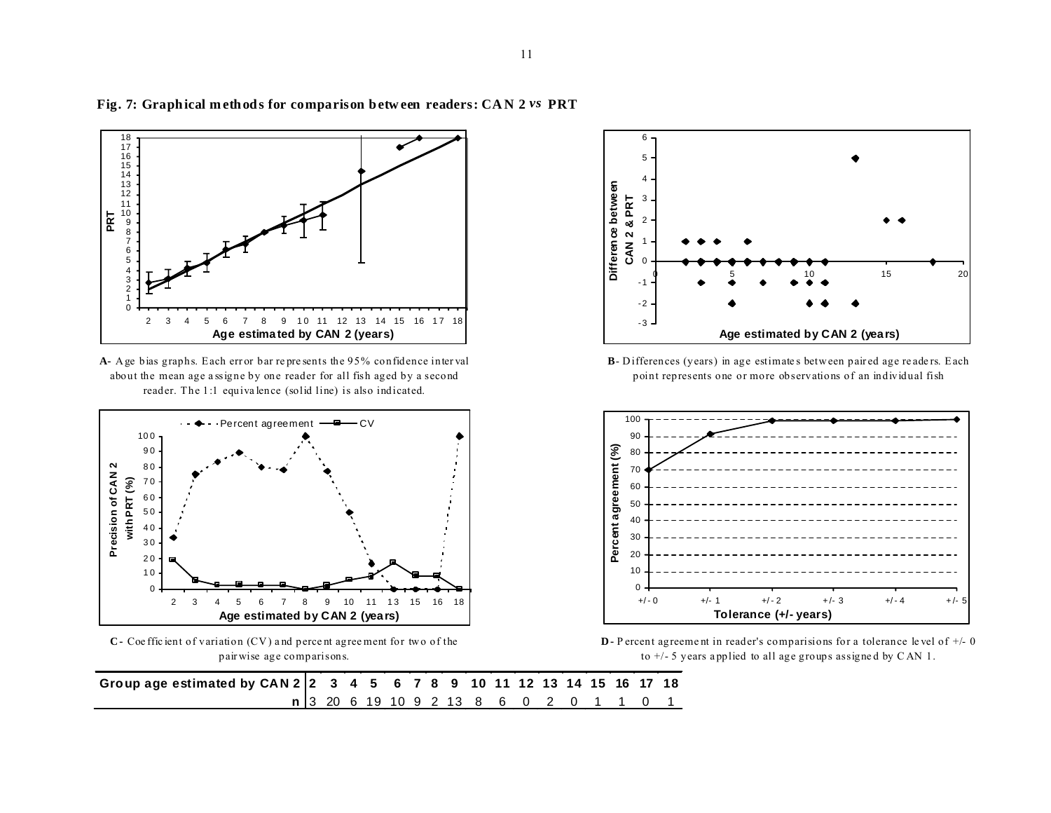**Fig. 7: Graphical methods for comparison between readers: CAN 2 *vs* PRT**

**A**- Age bias graphs. Each error bar represents the 95% confidence interval about the mean age assigne by one reader for all fish aged by a second reader. The 1:1 equivalence (solid line) is also indicated.

**B**- Differences (years) in age estimates between paired age readers. Each point represents one or more observations of an individual fish

**C**- Coefficient of variation (CV) and percent agreement for two of the pairwise age comparisons.

**D**- Percent agreement in reader's comparisions for a tolerance level of +/- 0 to +/- 5 years applied to all age groups assigned by CAN 1.

| Group age estimated by CAN 2 | 2 | 3 | 4 | 5 | 6 | 7 | 8 | 9 | 10 | 11 | 12 | 13 | 14 | 15 | 16 | 17 | 18 |
|---|---|---|---|---|---|---|---|---|---|---|---|---|---|---|---|---|---|
| n | 3 | 20 | 6 | 19 | 10 | 9 | 2 | 13 | 8 | 6 | 0 | 2 | 0 | 1 | 1 | 0 | 1 |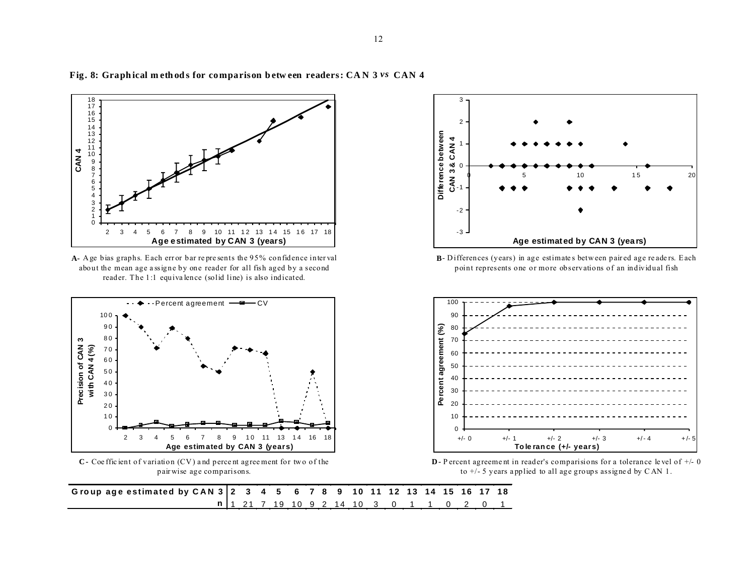**Fig. 8: Graphical methods for comparison between readers: CAN 3 *vs* CAN 4**

**A**- Age bias graphs. Each error bar represents the 95% confidence interval about the mean age assigne by one reader for all fish aged by a second reader. The 1:1 equivalence (solid line) is also indicated.

**B**- Differences (years) in age estimates between paired age readers. Each point represents one or more observations of an individual fish

**C**- Coefficient of variation (CV) and percent agreement for two of the pairwise age comparisons.

**D**- Percent agreement in reader's comparisions for a tolerance level of +/- 0 to +/- 5 years applied to all age groups assigned by CAN 1.

| Group age estimated by CAN 3 | 2 | 3 | 4 | 5 | 6 | 7 | 8 | 9 | 10 | 11 | 12 | 13 | 14 | 15 | 16 | 17 | 18 |
|---|---|---|---|---|---|---|---|---|---|---|---|---|---|---|---|---|---|
| n | 1 | 21 | 7 | 19 | 10 | 9 | 2 | 14 | 10 | 3 | 0 | 1 | 1 | 0 | 2 | 0 | 1 |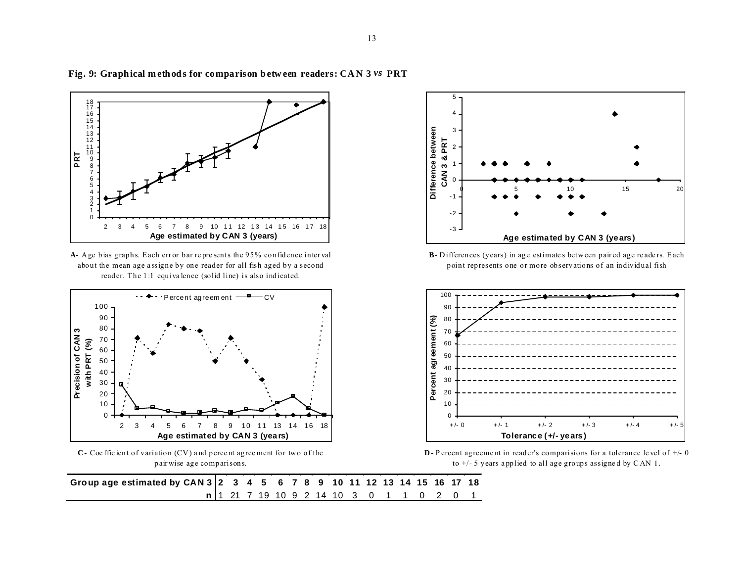**Fig. 9: Graphical methods for comparison between readers: CAN 3 *vs* PRT**

**A**- Age bias graphs. Each error bar represents the 95% confidence interval about the mean age assigne by one reader for all fish aged by a second reader. The 1:1 equivalence (solid line) is also indicated.

**B**- Differences (years) in age estimates between paired age readers. Each point represents one or more observations of an individual fish

**C**- Coefficient of variation (CV) and percent agreement for two of the pairwise age comparisons.

**D**- Percent agreement in reader's comparisions for a tolerance level of +/- 0 to +/- 5 years applied to all age groups assigned by CAN 1.

| Group age estimated by CAN 3 | 2 | 3 | 4 | 5 | 6 | 7 | 8 | 9 | 10 | 11 | 12 | 13 | 14 | 15 | 16 | 17 | 18 |
|---|---|---|---|---|---|---|---|---|---|---|---|---|---|---|---|---|---|
| n | 1 | 21 | 7 | 19 | 10 | 9 | 2 | 14 | 10 | 3 | 0 | 1 | 1 | 0 | 2 | 0 | 1 |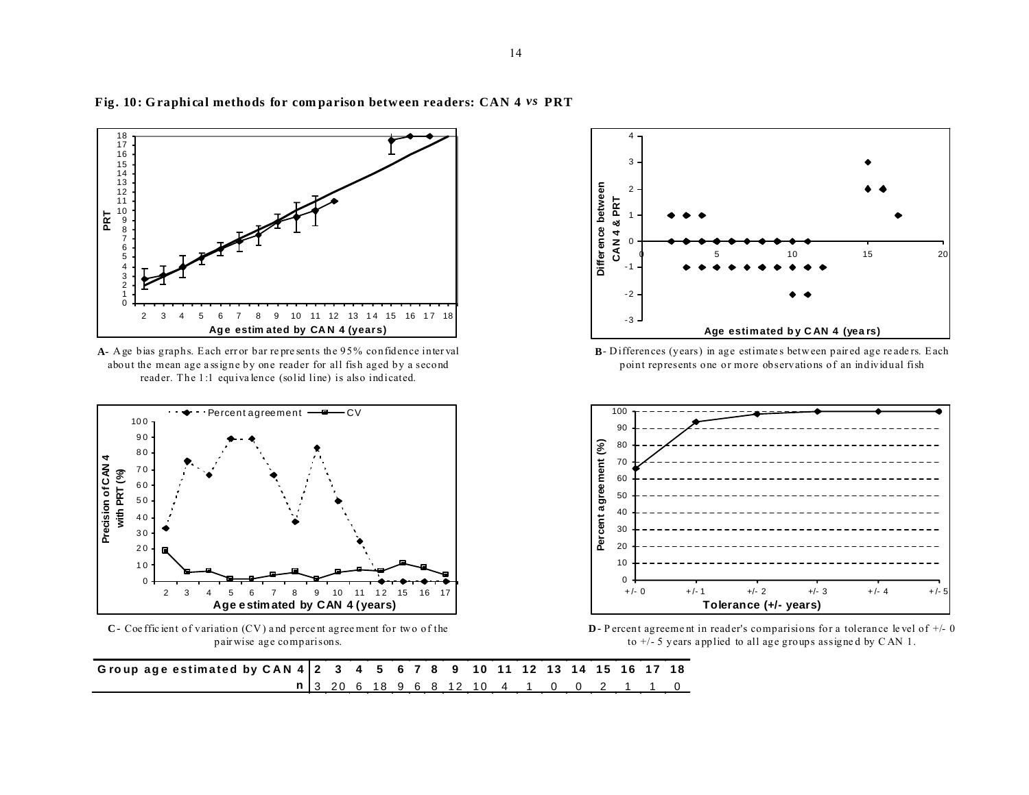**Fig. 10: Graphical methods for comparison between readers: CAN 4 *vs* PRT**

PRT
18
17
16
15
14
13
12
11
10
9
8
7
6
5
4
3
2
1
0
2 3 4 5 6 7 8 9 10 11 12 13 14 15 16 17 18
Age estimated by CAN 4 (years)

**A**- Age bias graphs. Each error bar represents the 95% confidence interval about the mean age assigne by one reader for all fish aged by a second reader. The 1:1 equivalence (solid line) is also indicated.

Difference between CAN 4 & PRT
4
3
2
1
0
-1
-2
-3
0 5 10 15 20
Age estimated by CAN 4 (years)

**B**- Differences (years) in age estimates between paired age readers. Each point represents one or more observations of an individual fish

Percent agreement
CV
Precision of CAN 4 with PRT (%)
100
90
80
70
60
50
40
30
20
10
0
2 3 4 5 6 7 8 9 10 11 12 15 16 17
Age estimated by CAN 4 (years)

**C**- Coefficient of variation (CV) and percent agreement for two of the pairwise age comparisons.

Percent agreement (%)
100
90
80
70
60
50
40
30
20
10
0
+/- 0 +/- 1 +/- 2 +/- 3 +/- 4 +/- 5
Tolerance (+/- years)

**D**- Percent agreement in reader's comparisions for a tolerance level of +/- 0 to +/- 5 years applied to all age groups assigned by CAN 1.

| Group age estimated by CAN 4 | 2 | 3 | 4 | 5 | 6 | 7 | 8 | 9 | 10 | 11 | 12 | 13 | 14 | 15 | 16 | 17 | 18 |
|---|---|---|---|---|---|---|---|---|---|---|---|---|---|---|---|---|---|
| n | 3 | 20 | 6 | 18 | 9 | 6 | 8 | 12 | 10 | 4 | 1 | 0 | 0 | 2 | 1 | 1 | 0 |